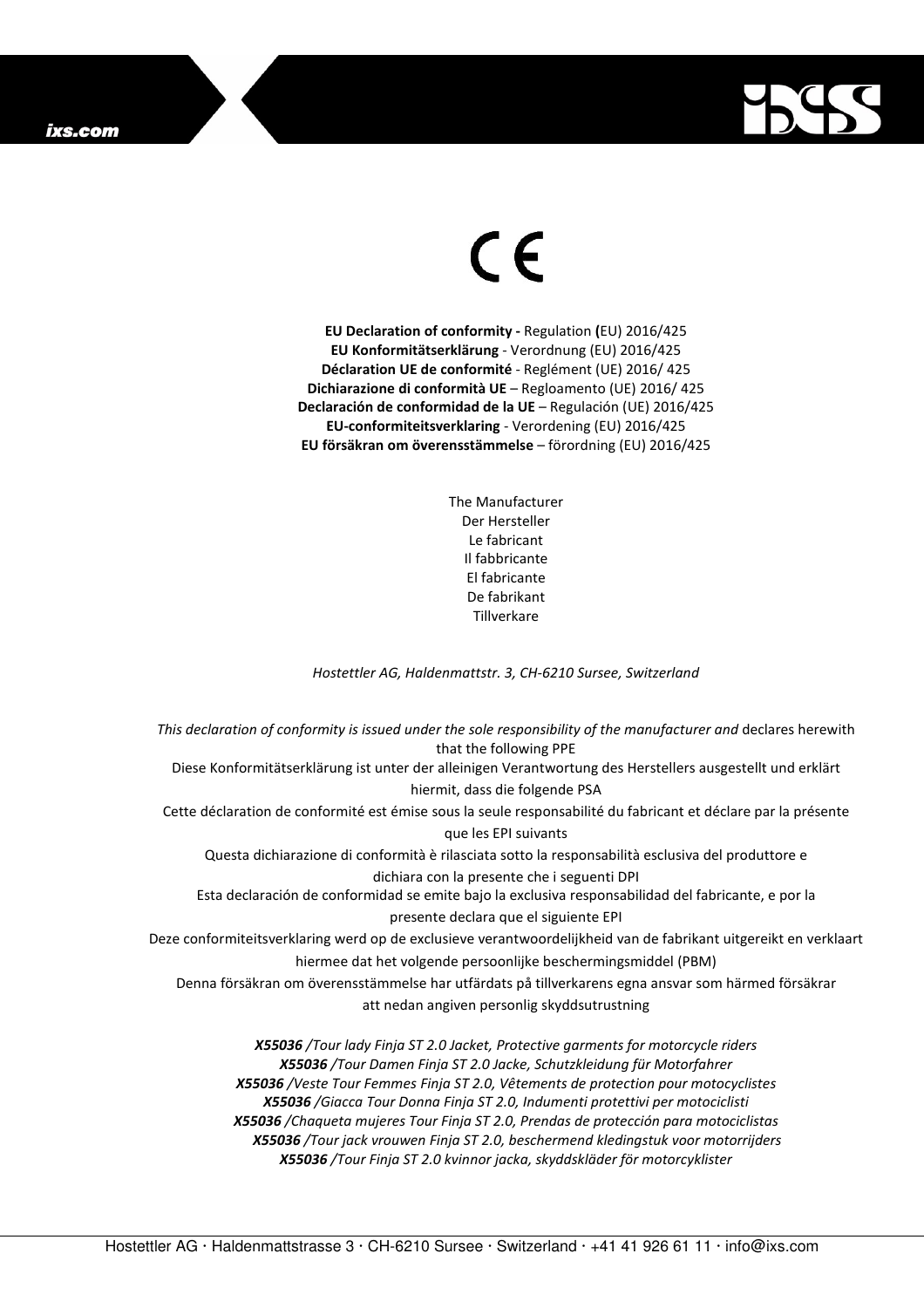CE

**EU Declaration of conformity -** Regulation **(**EU) 2016/425
**EU Konformitätserklärung** - Verordnung (EU) 2016/425
**Déclaration UE de conformité** - Reglément (UE) 2016/ 425
**Dichiarazione di conformità UE** – Regloamento (UE) 2016/ 425
**Declaración de conformidad de la UE** – Regulación (UE) 2016/425
**EU-conformiteitsverklaring** - Verordening (EU) 2016/425
**EU försäkran om överensstämmelse** – förordning (EU) 2016/425

The Manufacturer
Der Hersteller
Le fabricant
Il fabbricante
El fabricante
De fabrikant
Tillverkare

*Hostettler AG, Haldenmattstr. 3, CH-6210 Sursee, Switzerland*

*This declaration of conformity is issued under the sole responsibility of the manufacturer and* declares herewith that the following PPE
Diese Konformitätserklärung ist unter der alleinigen Verantwortung des Herstellers ausgestellt und erklärt hiermit, dass die folgende PSA
Cette déclaration de conformité est émise sous la seule responsabilité du fabricant et déclare par la présente que les EPI suivants
Questa dichiarazione di conformità è rilasciata sotto la responsabilità esclusiva del produttore e dichiara con la presente che i seguenti DPI
Esta declaración de conformidad se emite bajo la exclusiva responsabilidad del fabricante, e por la presente declara que el siguiente EPI
Deze conformiteitsverklaring werd op de exclusieve verantwoordelijkheid van de fabrikant uitgereikt en verklaart hiermee dat het volgende persoonlijke beschermingsmiddel (PBM)
Denna försäkran om överensstämmelse har utfärdats på tillverkarens egna ansvar som härmed försäkrar att nedan angiven personlig skyddsutrustning

***X55036*** */Tour lady Finja ST 2.0 Jacket, Protective garments for motorcycle riders*
***X55036*** */Tour Damen Finja ST 2.0 Jacke, Schutzkleidung für Motorfahrer*
***X55036*** */Veste Tour Femmes Finja ST 2.0, Vêtements de protection pour motocyclistes*
***X55036*** */Giacca Tour Donna Finja ST 2.0, Indumenti protettivi per motociclisti*
***X55036*** */Chaqueta mujeres Tour Finja ST 2.0, Prendas de protección para motociclistas*
***X55036*** */Tour jack vrouwen Finja ST 2.0, beschermend kledingstuk voor motorrijders*
***X55036*** */Tour Finja ST 2.0 kvinnor jacka, skyddskläder för motorcyklister*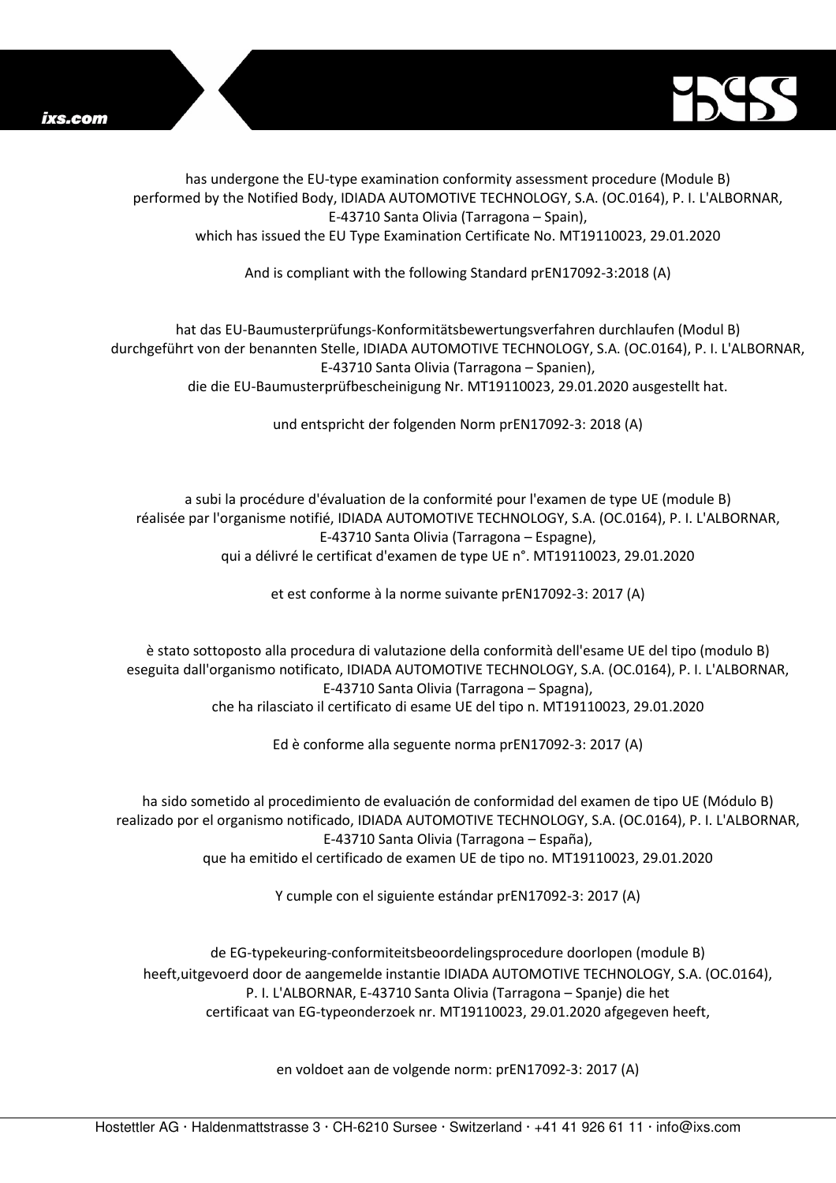has undergone the EU-type examination conformity assessment procedure (Module B) performed by the Notified Body, IDIADA AUTOMOTIVE TECHNOLOGY, S.A. (OC.0164), P. I. L'ALBORNAR, E-43710 Santa Olivia (Tarragona – Spain), which has issued the EU Type Examination Certificate No. MT19110023, 29.01.2020

And is compliant with the following Standard prEN17092-3:2018 (A)

hat das EU-Baumusterprüfungs-Konformitätsbewertungsverfahren durchlaufen (Modul B) durchgeführt von der benannten Stelle, IDIADA AUTOMOTIVE TECHNOLOGY, S.A. (OC.0164), P. I. L'ALBORNAR, E-43710 Santa Olivia (Tarragona – Spanien), die die EU-Baumusterprüfbescheinigung Nr. MT19110023, 29.01.2020 ausgestellt hat.

und entspricht der folgenden Norm prEN17092-3: 2018 (A)

a subi la procédure d'évaluation de la conformité pour l'examen de type UE (module B) réalisée par l'organisme notifié, IDIADA AUTOMOTIVE TECHNOLOGY, S.A. (OC.0164), P. I. L'ALBORNAR, E-43710 Santa Olivia (Tarragona – Espagne), qui a délivré le certificat d'examen de type UE n°. MT19110023, 29.01.2020

et est conforme à la norme suivante prEN17092-3: 2017 (A)

è stato sottoposto alla procedura di valutazione della conformità dell'esame UE del tipo (modulo B) eseguita dall'organismo notificato, IDIADA AUTOMOTIVE TECHNOLOGY, S.A. (OC.0164), P. I. L'ALBORNAR, E-43710 Santa Olivia (Tarragona – Spagna), che ha rilasciato il certificato di esame UE del tipo n. MT19110023, 29.01.2020

Ed è conforme alla seguente norma prEN17092-3: 2017 (A)

ha sido sometido al procedimiento de evaluación de conformidad del examen de tipo UE (Módulo B) realizado por el organismo notificado, IDIADA AUTOMOTIVE TECHNOLOGY, S.A. (OC.0164), P. I. L'ALBORNAR, E-43710 Santa Olivia (Tarragona – España), que ha emitido el certificado de examen UE de tipo no. MT19110023, 29.01.2020

Y cumple con el siguiente estándar prEN17092-3: 2017 (A)

de EG-typekeuring-conformiteitsbeoordelingsprocedure doorlopen (module B) heeft,uitgevoerd door de aangemelde instantie IDIADA AUTOMOTIVE TECHNOLOGY, S.A. (OC.0164), P. I. L'ALBORNAR, E-43710 Santa Olivia (Tarragona – Spanje) die het certificaat van EG-typeonderzoek nr. MT19110023, 29.01.2020 afgegeven heeft,

en voldoet aan de volgende norm: prEN17092-3: 2017 (A)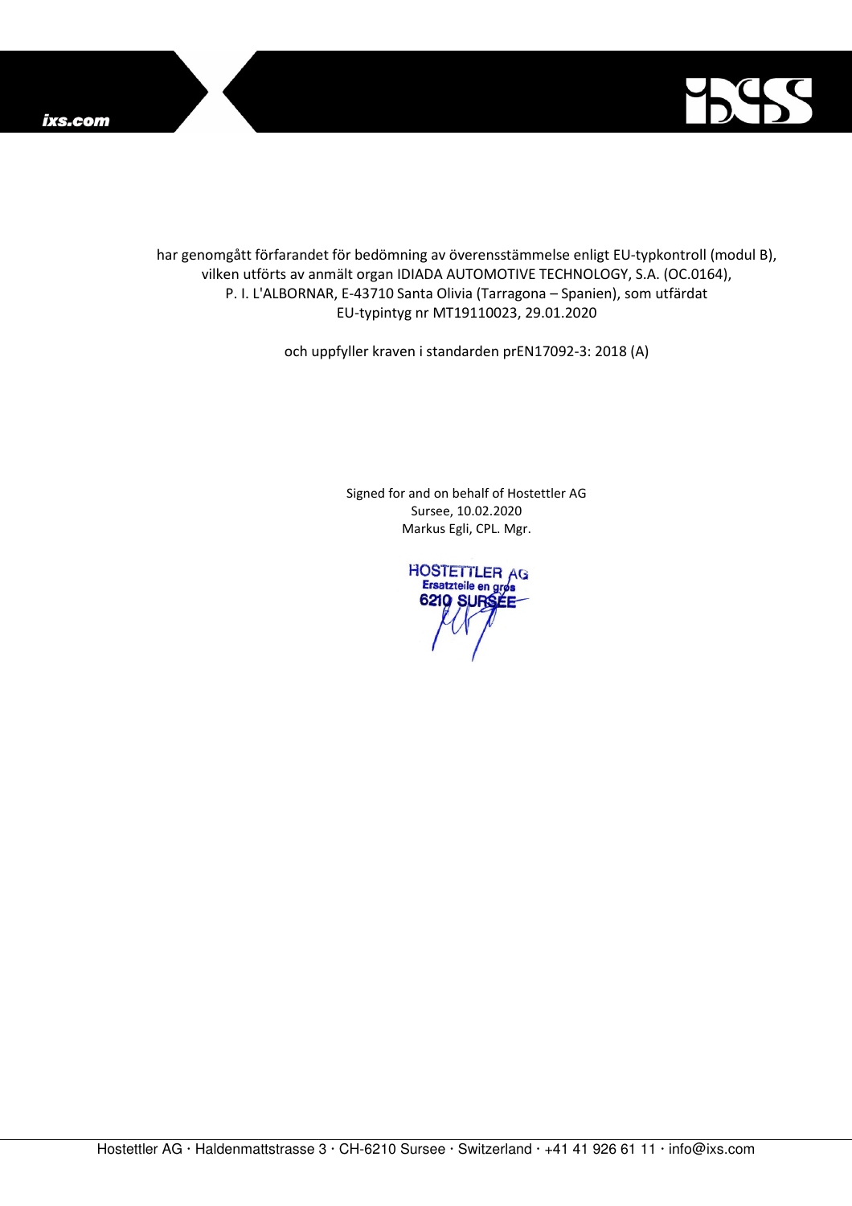har genomgått förfarandet för bedömning av överensstämmelse enligt EU-typkontroll (modul B), vilken utförts av anmält organ IDIADA AUTOMOTIVE TECHNOLOGY, S.A. (OC.0164), P. I. L'ALBORNAR, E-43710 Santa Olivia (Tarragona – Spanien), som utfärdat EU-typintyg nr MT19110023, 29.01.2020

och uppfyller kraven i standarden prEN17092-3: 2018 (A)

Signed for and on behalf of Hostettler AG
Sursee, 10.02.2020
Markus Egli, CPL. Mgr.

HOSTETTLER AG
Ersatzteile en gros
6210 SURSEE

Hostettler AG · Haldenmattstrasse 3 · CH-6210 Sursee · Switzerland · +41 41 926 61 11 · info@ixs.com